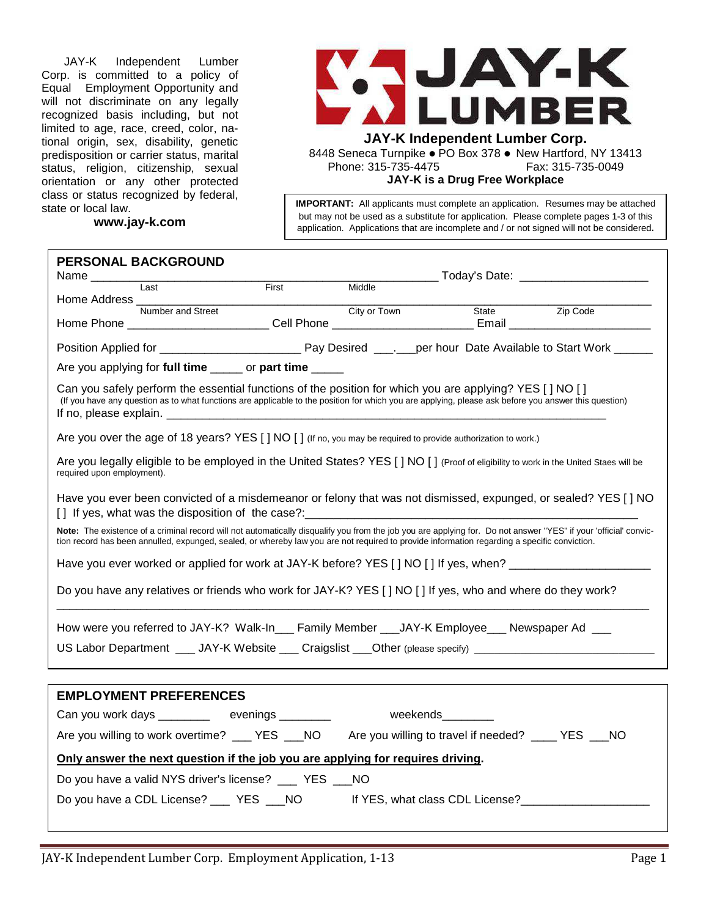JAY-K Independent Lumber Corp. is committed to a policy of Equal Employment Opportunity and will not discriminate on any legally recognized basis including, but not limited to age, race, creed, color, national origin, sex, disability, genetic predisposition or carrier status, marital status, religion, citizenship, sexual orientation or any other protected class or status recognized by federal, state or local law.

**www.jay-k.com**

# JAY-K LUMBER

**JAY-K Independent Lumber Corp.**

8448 Seneca Turnpike ● PO Box 378 ● New Hartford, NY 13413

Phone: 315-735-4475 Fax: 315-735-0049

**JAY-K is a Drug Free Workplace**

**IMPORTANT:** All applicants must complete an application. Resumes may be attached but may not be used as a substitute for application. Please complete pages 1-3 of this application. Applications that are incomplete and / or not signed will not be considered.

## PERSONAL BACKGROUND

Name ______________________________________________ Today's Date: ____________________
(Last / First / Middle)

Home Address ______________________________________________________________________
(Number and Street / City or Town / State / Zip Code)

Home Phone ______________________ Cell Phone ______________________ Email ______________________

Position Applied for ______________________ Pay Desired ___.___per hour Date Available to Start Work ______

Are you applying for **full time** _____ or **part time** _____

Can you safely perform the essential functions of the position for which you are applying? YES [ ] NO [ ]
(If you have any question as to what functions are applicable to the position for which you are applying, please ask before you answer this question)
If no, please explain. ______________________________________________________________

Are you over the age of 18 years? YES [ ] NO [ ] (If no, you may be required to provide authorization to work.)

Are you legally eligible to be employed in the United States? YES [ ] NO [ ] (Proof of eligibility to work in the United Staes will be required upon employment).

Have you ever been convicted of a misdemeanor or felony that was not dismissed, expunged, or sealed? YES [ ] NO [ ] If yes, what was the disposition of the case?:______________________________________________

**Note:** The existence of a criminal record will not automatically disqualify you from the job you are applying for. Do not answer "YES" if your 'official' conviction record has been annulled, expunged, sealed, or whereby law you are not required to provide information regarding a specific conviction.

Have you ever worked or applied for work at JAY-K before? YES [ ] NO [ ] If yes, when? ______________________

Do you have any relatives or friends who work for JAY-K? YES [ ] NO [ ] If yes, who and where do they work?
______________________________________________________________________________

How were you referred to JAY-K? Walk-In___ Family Member ___JAY-K Employee___ Newspaper Ad ___

US Labor Department ___ JAY-K Website ___ Craigslist ___Other (please specify) ____________________________

## EMPLOYMENT PREFERENCES

Can you work days ________ evenings ________ weekends________

Are you willing to work overtime? ___ YES ___NO Are you willing to travel if needed? ____ YES ___NO

**<u>Only answer the next question if the job you are applying for requires driving</u>.**

Do you have a valid NYS driver's license? ___ YES ___NO

Do you have a CDL License? ___ YES ___NO If YES, what class CDL License?____________________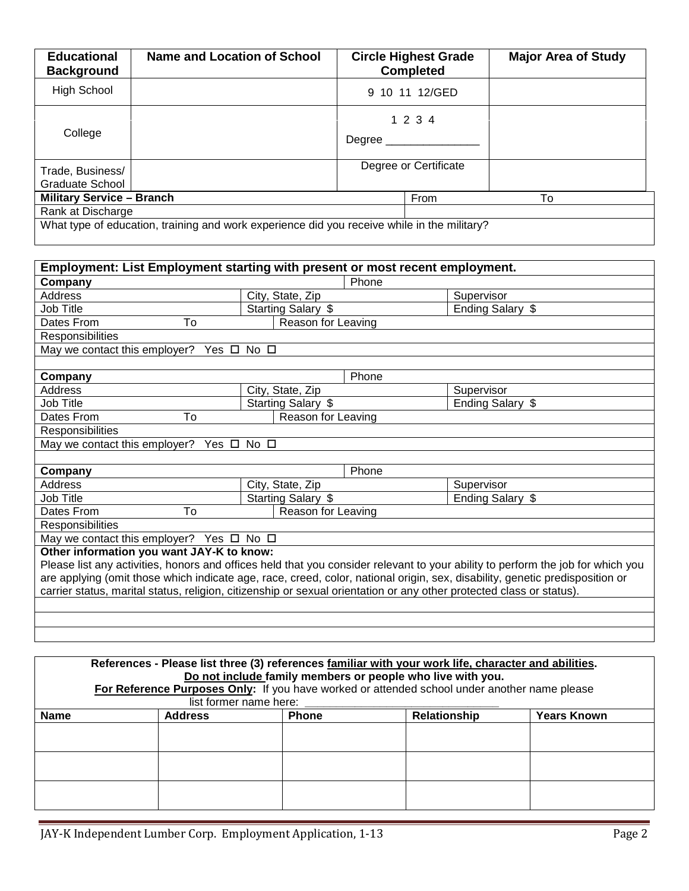| **Educational Background** | **Name and Location of School** | **Circle Highest Grade Completed** | **Major Area of Study** |
| --- | --- | --- | --- |
| High School | | 9 10 11 12/GED | |
| College | | 1 2 3 4<br>Degree _______________ | |
| Trade, Business/ Graduate School | | Degree or Certificate | |

| **Military Service – Branch** | From | To |
| --- | --- | --- |
| Rank at Discharge | | |
| What type of education, training and work experience did you receive while in the military? | | |

**Employment: List Employment starting with present or most recent employment.**

| **Company** | | | Phone | |
| --- | --- | --- | --- | --- |
| Address | City, State, Zip | | | Supervisor |
| Job Title | Starting Salary $ | | | Ending Salary $ |
| Dates From To | Reason for Leaving | | | |
| Responsibilities | | | | |
| May we contact this employer? Yes ☐ No ☐ | | | | |

| **Company** | | | Phone | |
| --- | --- | --- | --- | --- |
| Address | City, State, Zip | | | Supervisor |
| Job Title | Starting Salary $ | | | Ending Salary $ |
| Dates From To | Reason for Leaving | | | |
| Responsibilities | | | | |
| May we contact this employer? Yes ☐ No ☐ | | | | |

| **Company** | | | Phone | |
| --- | --- | --- | --- | --- |
| Address | City, State, Zip | | | Supervisor |
| Job Title | Starting Salary $ | | | Ending Salary $ |
| Dates From To | Reason for Leaving | | | |
| Responsibilities | | | | |
| May we contact this employer? Yes ☐ No ☐ | | | | |

**Other information you want JAY-K to know:**

Please list any activities, honors and offices held that you consider relevant to your ability to perform the job for which you are applying (omit those which indicate age, race, creed, color, national origin, sex, disability, genetic predisposition or carrier status, marital status, religion, citizenship or sexual orientation or any other protected class or status).

**References - Please list three (3) references familiar with your work life, character and abilities.**
**Do not include family members or people who live with you.**
**For Reference Purposes Only:** If you have worked or attended school under another name please list former name here: ______________________________

| **Name** | **Address** | **Phone** | **Relationship** | **Years Known** |
| --- | --- | --- | --- | --- |
| | | | | |
| | | | | |
| | | | | |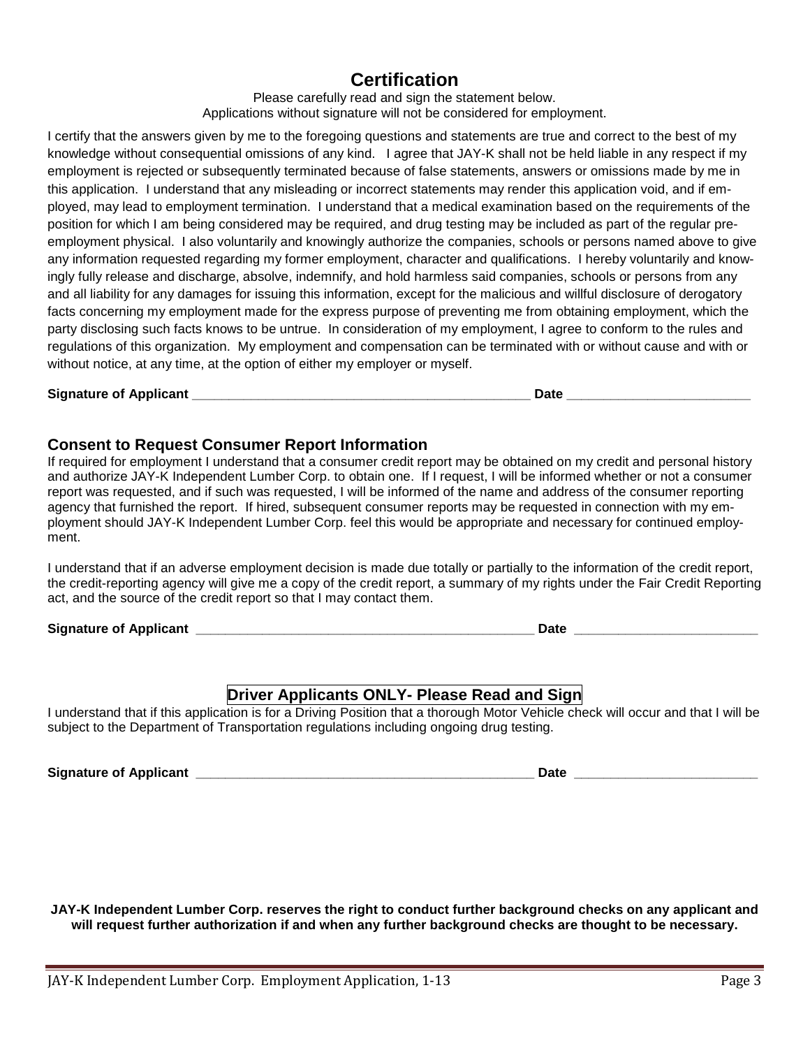# Certification

Please carefully read and sign the statement below.
Applications without signature will not be considered for employment.

I certify that the answers given by me to the foregoing questions and statements are true and correct to the best of my knowledge without consequential omissions of any kind. I agree that JAY-K shall not be held liable in any respect if my employment is rejected or subsequently terminated because of false statements, answers or omissions made by me in this application. I understand that any misleading or incorrect statements may render this application void, and if employed, may lead to employment termination. I understand that a medical examination based on the requirements of the position for which I am being considered may be required, and drug testing may be included as part of the regular pre-employment physical. I also voluntarily and knowingly authorize the companies, schools or persons named above to give any information requested regarding my former employment, character and qualifications. I hereby voluntarily and knowingly fully release and discharge, absolve, indemnify, and hold harmless said companies, schools or persons from any and all liability for any damages for issuing this information, except for the malicious and willful disclosure of derogatory facts concerning my employment made for the express purpose of preventing me from obtaining employment, which the party disclosing such facts knows to be untrue. In consideration of my employment, I agree to conform to the rules and regulations of this organization. My employment and compensation can be terminated with or without cause and with or without notice, at any time, at the option of either my employer or myself.

**Signature of Applicant** ______________________________________________ **Date** ________________________

## Consent to Request Consumer Report Information

If required for employment I understand that a consumer credit report may be obtained on my credit and personal history and authorize JAY-K Independent Lumber Corp. to obtain one. If I request, I will be informed whether or not a consumer report was requested, and if such was requested, I will be informed of the name and address of the consumer reporting agency that furnished the report. If hired, subsequent consumer reports may be requested in connection with my employment should JAY-K Independent Lumber Corp. feel this would be appropriate and necessary for continued employment.

I understand that if an adverse employment decision is made due totally or partially to the information of the credit report, the credit-reporting agency will give me a copy of the credit report, a summary of my rights under the Fair Credit Reporting act, and the source of the credit report so that I may contact them.

**Signature of Applicant** ______________________________________________ **Date** ________________________

## Driver Applicants ONLY- Please Read and Sign

I understand that if this application is for a Driving Position that a thorough Motor Vehicle check will occur and that I will be subject to the Department of Transportation regulations including ongoing drug testing.

**Signature of Applicant** ______________________________________________ **Date** ________________________

**JAY-K Independent Lumber Corp. reserves the right to conduct further background checks on any applicant and will request further authorization if and when any further background checks are thought to be necessary.**